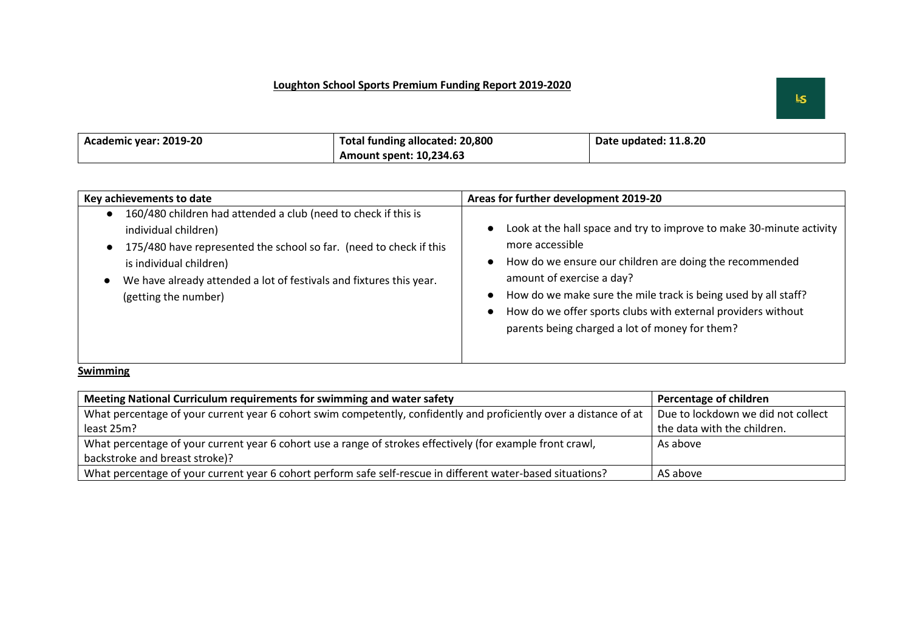# Loughton School Sports Premium Funding Report 2019-2020

| Academic year: 2019-20 | Total funding allocated: 20,800<br>Amount spent: 10,234.63 | Date updated: 11.8.20 |
|---|---|---|

| Key achievements to date | Areas for further development 2019-20 |
|---|---|
| • 160/480 children had attended a club (need to check if this is individual children)<br>• 175/480 have represented the school so far. (need to check if this is individual children)<br>• We have already attended a lot of festivals and fixtures this year. (getting the number) | • Look at the hall space and try to improve to make 30-minute activity more accessible<br>• How do we ensure our children are doing the recommended amount of exercise a day?<br>• How do we make sure the mile track is being used by all staff?<br>• How do we offer sports clubs with external providers without parents being charged a lot of money for them? |

## Swimming

| Meeting National Curriculum requirements for swimming and water safety | Percentage of children |
|---|---|
| What percentage of your current year 6 cohort swim competently, confidently and proficiently over a distance of at least 25m? | Due to lockdown we did not collect the data with the children. |
| What percentage of your current year 6 cohort use a range of strokes effectively (for example front crawl, backstroke and breast stroke)? | As above |
| What percentage of your current year 6 cohort perform safe self-rescue in different water-based situations? | AS above |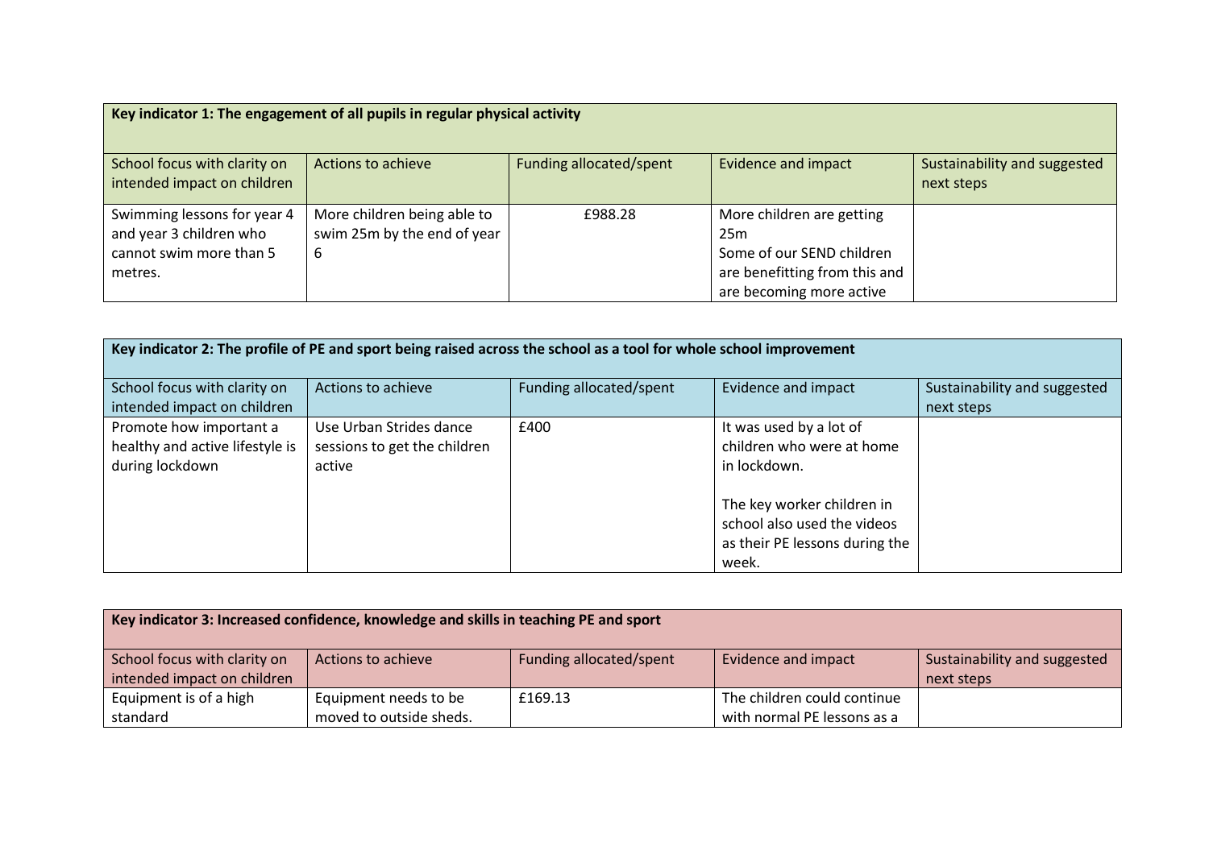| Key indicator 1: The engagement of all pupils in regular physical activity | | | | |
|---|---|---|---|---|
| School focus with clarity on intended impact on children | Actions to achieve | Funding allocated/spent | Evidence and impact | Sustainability and suggested next steps |
| Swimming lessons for year 4 and year 3 children who cannot swim more than 5 metres. | More children being able to swim 25m by the end of year 6 | £988.28 | More children are getting 25m<br>Some of our SEND children are benefitting from this and are becoming more active | |

| Key indicator 2: The profile of PE and sport being raised across the school as a tool for whole school improvement | | | | |
|---|---|---|---|---|
| School focus with clarity on intended impact on children | Actions to achieve | Funding allocated/spent | Evidence and impact | Sustainability and suggested next steps |
| Promote how important a healthy and active lifestyle is during lockdown | Use Urban Strides dance sessions to get the children active | £400 | It was used by a lot of children who were at home in lockdown.<br><br>The key worker children in school also used the videos as their PE lessons during the week. | |

| Key indicator 3: Increased confidence, knowledge and skills in teaching PE and sport | | | | |
|---|---|---|---|---|
| School focus with clarity on intended impact on children | Actions to achieve | Funding allocated/spent | Evidence and impact | Sustainability and suggested next steps |
| Equipment is of a high standard | Equipment needs to be moved to outside sheds. | £169.13 | The children could continue with normal PE lessons as a | |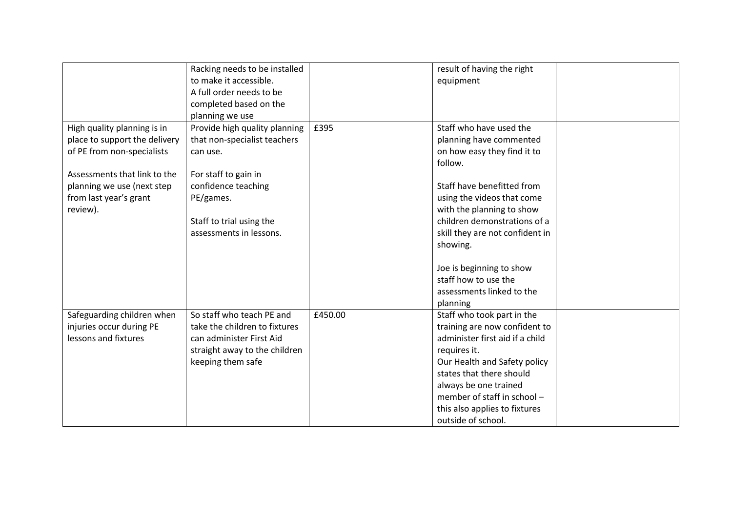|  |  |  |  |  |
|---|---|---|---|---|
|  | Racking needs to be installed to make it accessible.<br>A full order needs to be completed based on the planning we use |  | result of having the right equipment |  |
| High quality planning is in place to support the delivery of PE from non-specialists<br><br>Assessments that link to the planning we use (next step from last year's grant review). | Provide high quality planning that non-specialist teachers can use.<br><br>For staff to gain in confidence teaching PE/games.<br><br>Staff to trial using the assessments in lessons. | £395 | Staff who have used the planning have commented on how easy they find it to follow.<br><br>Staff have benefitted from using the videos that come with the planning to show children demonstrations of a skill they are not confident in showing.<br><br>Joe is beginning to show staff how to use the assessments linked to the planning |  |
| Safeguarding children when injuries occur during PE lessons and fixtures | So staff who teach PE and take the children to fixtures can administer First Aid straight away to the children keeping them safe | £450.00 | Staff who took part in the training are now confident to administer first aid if a child requires it.<br>Our Health and Safety policy states that there should always be one trained member of staff in school – this also applies to fixtures outside of school. |  |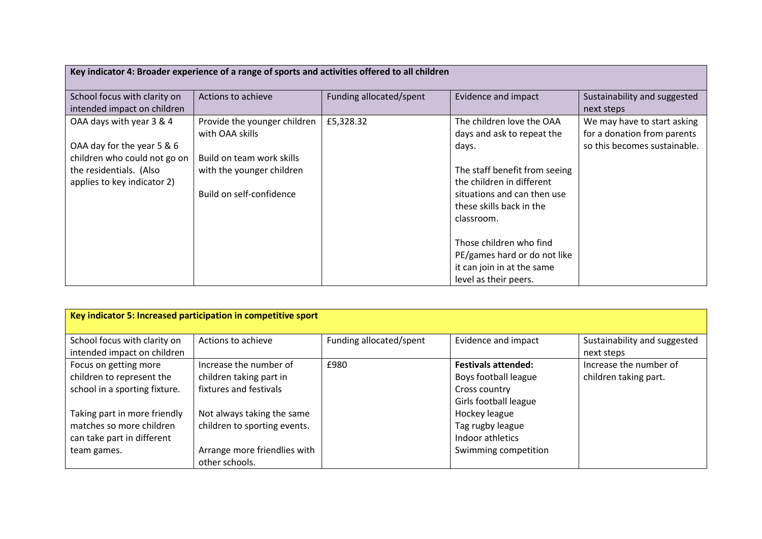| Key indicator 4: Broader experience of a range of sports and activities offered to all children | | | | |
|---|---|---|---|---|
| School focus with clarity on intended impact on children | Actions to achieve | Funding allocated/spent | Evidence and impact | Sustainability and suggested next steps |
| OAA days with year 3 & 4<br><br>OAA day for the year 5 & 6 children who could not go on the residentials. (Also applies to key indicator 2) | Provide the younger children with OAA skills<br><br>Build on team work skills with the younger children<br><br>Build on self-confidence | £5,328.32 | The children love the OAA days and ask to repeat the days.<br><br>The staff benefit from seeing the children in different situations and can then use these skills back in the classroom.<br><br>Those children who find PE/games hard or do not like it can join in at the same level as their peers. | We may have to start asking for a donation from parents so this becomes sustainable. |

| Key indicator 5: Increased participation in competitive sport | | | | |
|---|---|---|---|---|
| School focus with clarity on intended impact on children | Actions to achieve | Funding allocated/spent | Evidence and impact | Sustainability and suggested next steps |
| Focus on getting more children to represent the school in a sporting fixture.<br><br>Taking part in more friendly matches so more children can take part in different team games. | Increase the number of children taking part in fixtures and festivals<br><br>Not always taking the same children to sporting events.<br><br>Arrange more friendlies with other schools. | £980 | **Festivals attended:**<br>Boys football league<br>Cross country<br>Girls football league<br>Hockey league<br>Tag rugby league<br>Indoor athletics<br>Swimming competition | Increase the number of children taking part. |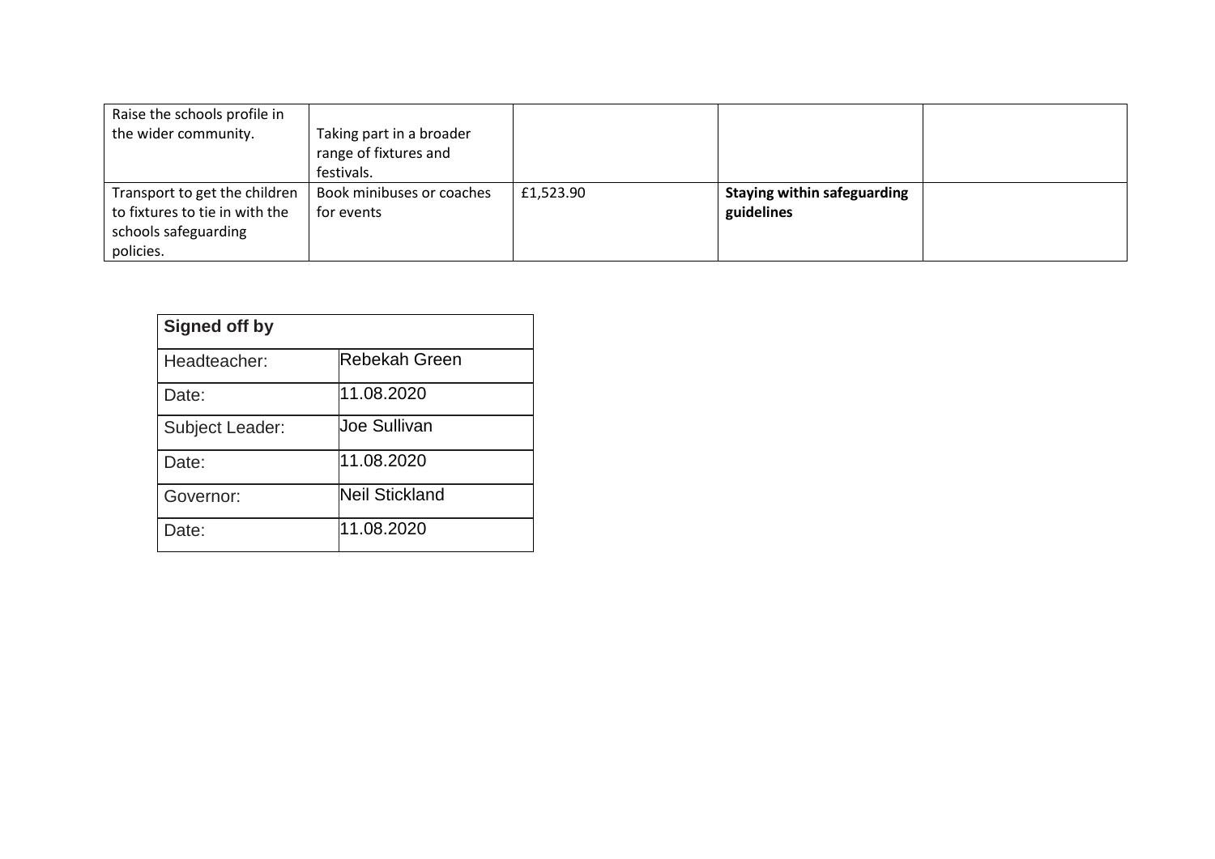| | | | | |
|---|---|---|---|---|
| Raise the schools profile in the wider community. | Taking part in a broader range of fixtures and festivals. | | | |
| Transport to get the children to fixtures to tie in with the schools safeguarding policies. | Book minibuses or coaches for events | £1,523.90 | **Staying within safeguarding guidelines** | |

| **Signed off by** | |
|---|---|
| Headteacher: | Rebekah Green |
| Date: | 11.08.2020 |
| Subject Leader: | Joe Sullivan |
| Date: | 11.08.2020 |
| Governor: | Neil Stickland |
| Date: | 11.08.2020 |